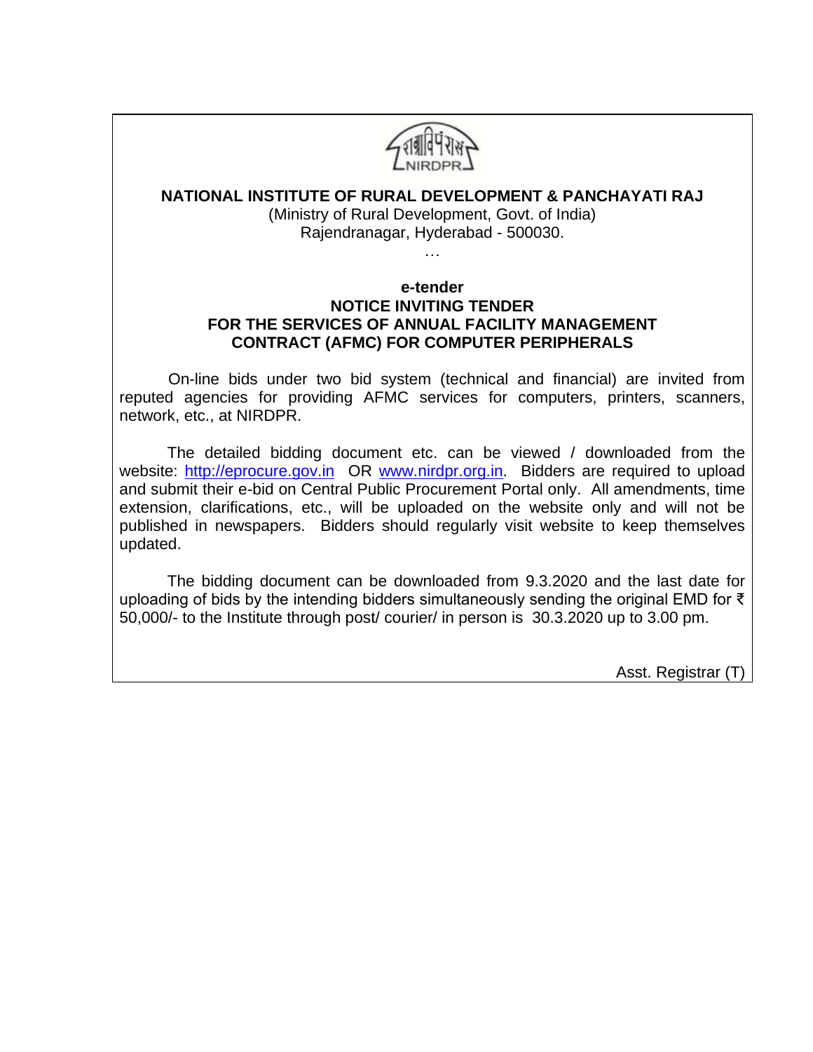राग्राविपंरासं

NIRDPR

# NATIONAL INSTITUTE OF RURAL DEVELOPMENT & PANCHAYATI RAJ

(Ministry of Rural Development, Govt. of India)
Rajendranagar, Hyderabad - 500030.

…

## e-tender
## NOTICE INVITING TENDER
## FOR THE SERVICES OF ANNUAL FACILITY MANAGEMENT CONTRACT (AFMC) FOR COMPUTER PERIPHERALS

On-line bids under two bid system (technical and financial) are invited from reputed agencies for providing AFMC services for computers, printers, scanners, network, etc., at NIRDPR.

The detailed bidding document etc. can be viewed / downloaded from the website: http://eprocure.gov.in OR www.nirdpr.org.in. Bidders are required to upload and submit their e-bid on Central Public Procurement Portal only. All amendments, time extension, clarifications, etc., will be uploaded on the website only and will not be published in newspapers. Bidders should regularly visit website to keep themselves updated.

The bidding document can be downloaded from 9.3.2020 and the last date for uploading of bids by the intending bidders simultaneously sending the original EMD for ₹ 50,000/- to the Institute through post/ courier/ in person is 30.3.2020 up to 3.00 pm.

Asst. Registrar (T)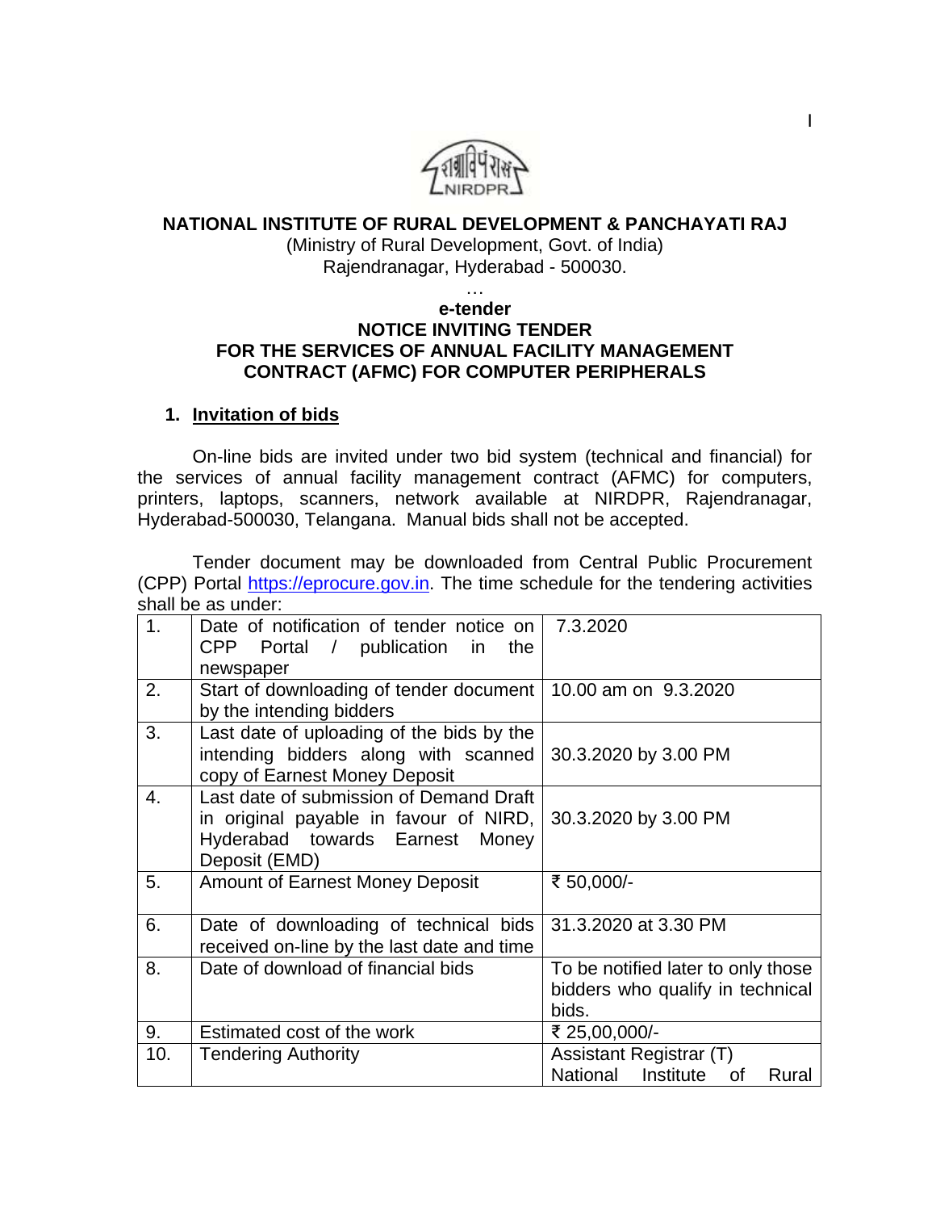# NATIONAL INSTITUTE OF RURAL DEVELOPMENT & PANCHAYATI RAJ

(Ministry of Rural Development, Govt. of India)
Rajendranagar, Hyderabad - 500030.

…

**e-tender**
**NOTICE INVITING TENDER**
**FOR THE SERVICES OF ANNUAL FACILITY MANAGEMENT CONTRACT (AFMC) FOR COMPUTER PERIPHERALS**

## 1. Invitation of bids

On-line bids are invited under two bid system (technical and financial) for the services of annual facility management contract (AFMC) for computers, printers, laptops, scanners, network available at NIRDPR, Rajendranagar, Hyderabad-500030, Telangana. Manual bids shall not be accepted.

Tender document may be downloaded from Central Public Procurement (CPP) Portal https://eprocure.gov.in. The time schedule for the tendering activities shall be as under:

| | | |
|---|---|---|
| 1. | Date of notification of tender notice on CPP Portal / publication in the newspaper | 7.3.2020 |
| 2. | Start of downloading of tender document by the intending bidders | 10.00 am on 9.3.2020 |
| 3. | Last date of uploading of the bids by the intending bidders along with scanned copy of Earnest Money Deposit | 30.3.2020 by 3.00 PM |
| 4. | Last date of submission of Demand Draft in original payable in favour of NIRD, Hyderabad towards Earnest Money Deposit (EMD) | 30.3.2020 by 3.00 PM |
| 5. | Amount of Earnest Money Deposit | ₹ 50,000/- |
| 6. | Date of downloading of technical bids received on-line by the last date and time | 31.3.2020 at 3.30 PM |
| 8. | Date of download of financial bids | To be notified later to only those bidders who qualify in technical bids. |
| 9. | Estimated cost of the work | ₹ 25,00,000/- |
| 10. | Tendering Authority | Assistant Registrar (T) National Institute of Rural |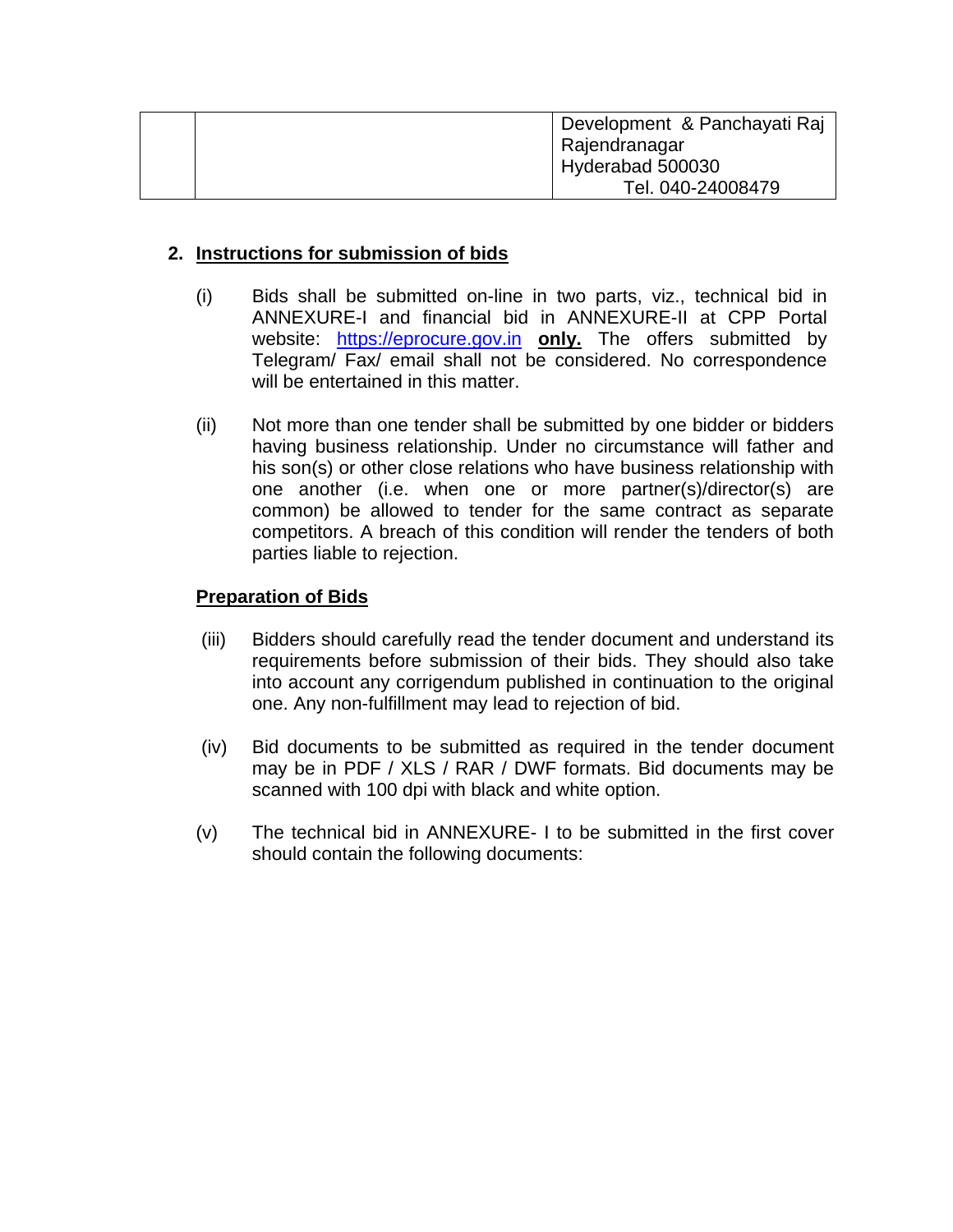|  |  | Development & Panchayati Raj<br>Rajendranagar<br>Hyderabad 500030<br>Tel. 040-24008479 |
|---|---|---|

## 2. Instructions for submission of bids

(i) Bids shall be submitted on-line in two parts, viz., technical bid in ANNEXURE-I and financial bid in ANNEXURE-II at CPP Portal website: [https://eprocure.gov.in](https://eprocure.gov.in) **only.** The offers submitted by Telegram/ Fax/ email shall not be considered. No correspondence will be entertained in this matter.

(ii) Not more than one tender shall be submitted by one bidder or bidders having business relationship. Under no circumstance will father and his son(s) or other close relations who have business relationship with one another (i.e. when one or more partner(s)/director(s) are common) be allowed to tender for the same contract as separate competitors. A breach of this condition will render the tenders of both parties liable to rejection.

**Preparation of Bids**

(iii) Bidders should carefully read the tender document and understand its requirements before submission of their bids. They should also take into account any corrigendum published in continuation to the original one. Any non-fulfillment may lead to rejection of bid.

(iv) Bid documents to be submitted as required in the tender document may be in PDF / XLS / RAR / DWF formats. Bid documents may be scanned with 100 dpi with black and white option.

(v) The technical bid in ANNEXURE- I to be submitted in the first cover should contain the following documents: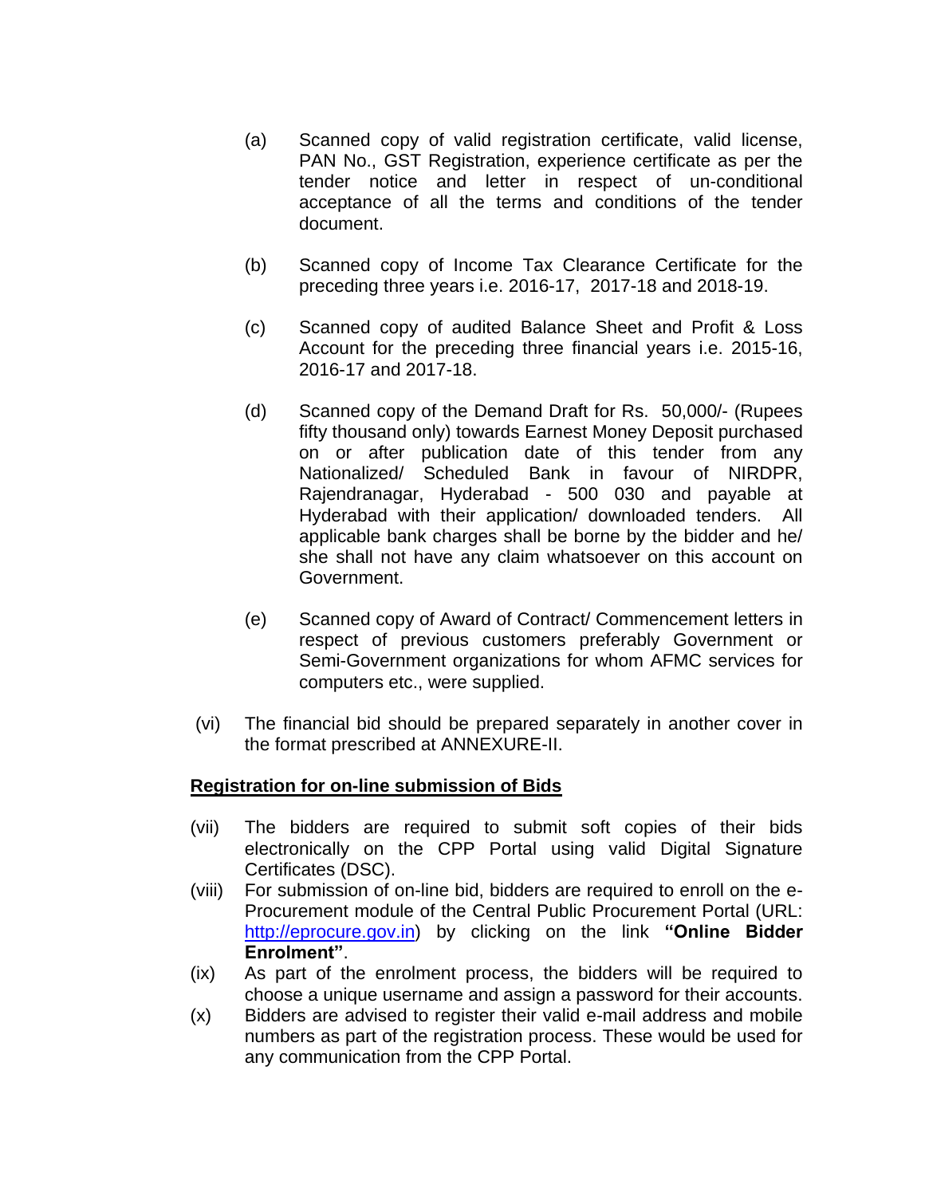(a) Scanned copy of valid registration certificate, valid license, PAN No., GST Registration, experience certificate as per the tender notice and letter in respect of un-conditional acceptance of all the terms and conditions of the tender document.

(b) Scanned copy of Income Tax Clearance Certificate for the preceding three years i.e. 2016-17, 2017-18 and 2018-19.

(c) Scanned copy of audited Balance Sheet and Profit & Loss Account for the preceding three financial years i.e. 2015-16, 2016-17 and 2017-18.

(d) Scanned copy of the Demand Draft for Rs. 50,000/- (Rupees fifty thousand only) towards Earnest Money Deposit purchased on or after publication date of this tender from any Nationalized/ Scheduled Bank in favour of NIRDPR, Rajendranagar, Hyderabad - 500 030 and payable at Hyderabad with their application/ downloaded tenders. All applicable bank charges shall be borne by the bidder and he/ she shall not have any claim whatsoever on this account on Government.

(e) Scanned copy of Award of Contract/ Commencement letters in respect of previous customers preferably Government or Semi-Government organizations for whom AFMC services for computers etc., were supplied.

(vi) The financial bid should be prepared separately in another cover in the format prescribed at ANNEXURE-II.

**<u>Registration for on-line submission of Bids</u>**

(vii) The bidders are required to submit soft copies of their bids electronically on the CPP Portal using valid Digital Signature Certificates (DSC).

(viii) For submission of on-line bid, bidders are required to enroll on the e-Procurement module of the Central Public Procurement Portal (URL: http://eprocure.gov.in) by clicking on the link **"Online Bidder Enrolment"**.

(ix) As part of the enrolment process, the bidders will be required to choose a unique username and assign a password for their accounts.

(x) Bidders are advised to register their valid e-mail address and mobile numbers as part of the registration process. These would be used for any communication from the CPP Portal.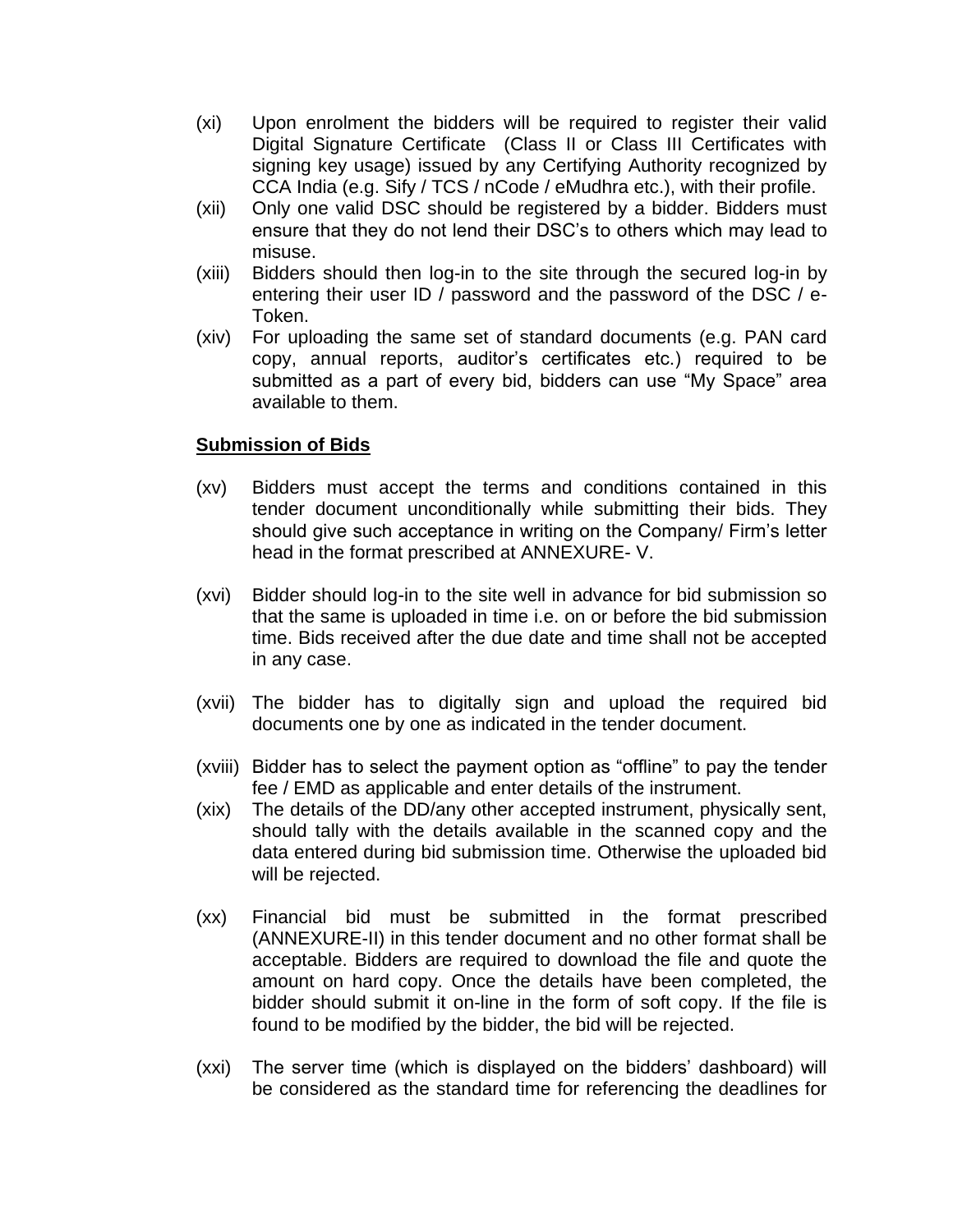(xi) Upon enrolment the bidders will be required to register their valid Digital Signature Certificate (Class II or Class III Certificates with signing key usage) issued by any Certifying Authority recognized by CCA India (e.g. Sify / TCS / nCode / eMudhra etc.), with their profile.

(xii) Only one valid DSC should be registered by a bidder. Bidders must ensure that they do not lend their DSC's to others which may lead to misuse.

(xiii) Bidders should then log-in to the site through the secured log-in by entering their user ID / password and the password of the DSC / e-Token.

(xiv) For uploading the same set of standard documents (e.g. PAN card copy, annual reports, auditor's certificates etc.) required to be submitted as a part of every bid, bidders can use "My Space" area available to them.

**<u>Submission of Bids</u>**

(xv) Bidders must accept the terms and conditions contained in this tender document unconditionally while submitting their bids. They should give such acceptance in writing on the Company/ Firm's letter head in the format prescribed at ANNEXURE- V.

(xvi) Bidder should log-in to the site well in advance for bid submission so that the same is uploaded in time i.e. on or before the bid submission time. Bids received after the due date and time shall not be accepted in any case.

(xvii) The bidder has to digitally sign and upload the required bid documents one by one as indicated in the tender document.

(xviii) Bidder has to select the payment option as "offline" to pay the tender fee / EMD as applicable and enter details of the instrument.

(xix) The details of the DD/any other accepted instrument, physically sent, should tally with the details available in the scanned copy and the data entered during bid submission time. Otherwise the uploaded bid will be rejected.

(xx) Financial bid must be submitted in the format prescribed (ANNEXURE-II) in this tender document and no other format shall be acceptable. Bidders are required to download the file and quote the amount on hard copy. Once the details have been completed, the bidder should submit it on-line in the form of soft copy. If the file is found to be modified by the bidder, the bid will be rejected.

(xxi) The server time (which is displayed on the bidders' dashboard) will be considered as the standard time for referencing the deadlines for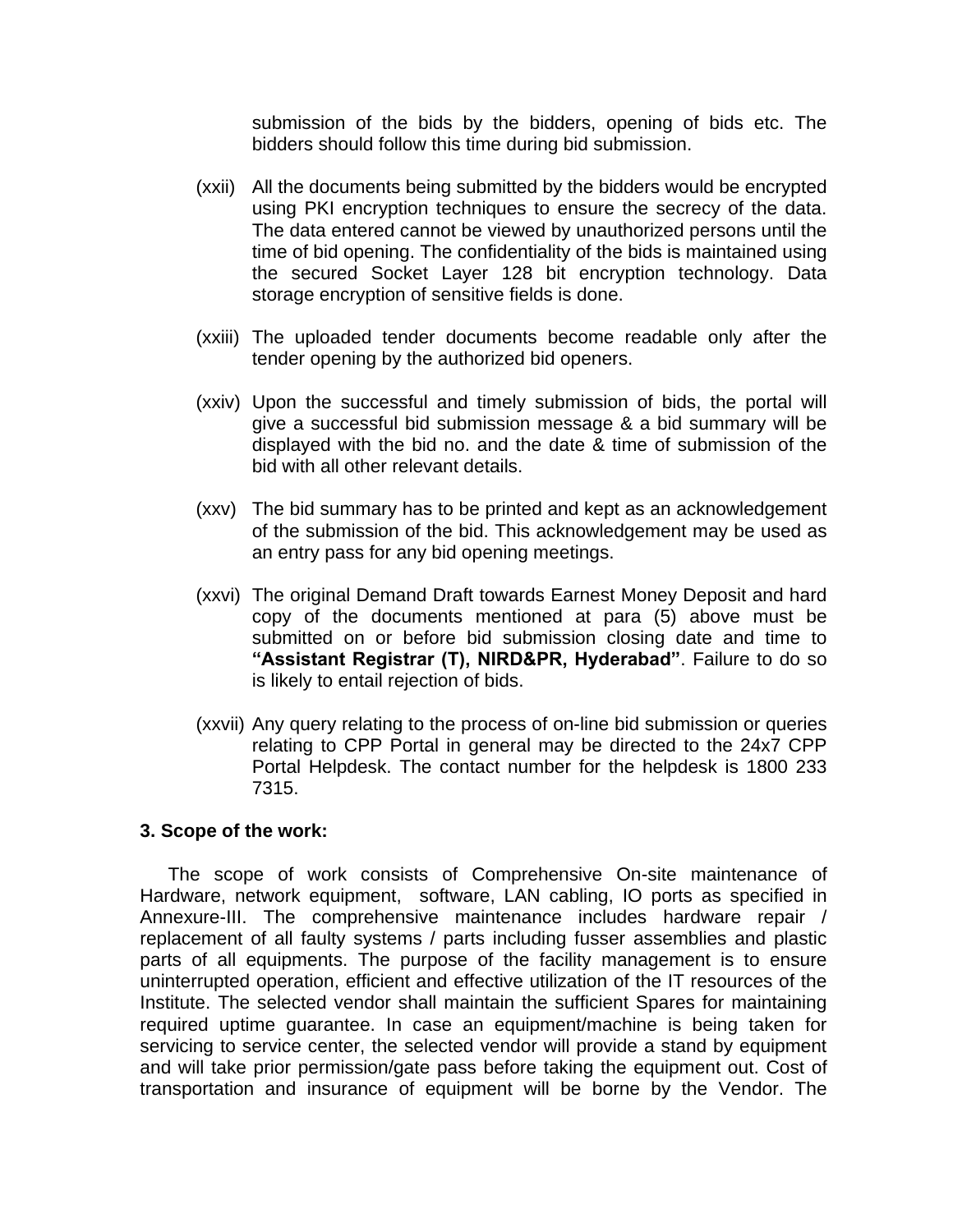submission of the bids by the bidders, opening of bids etc. The bidders should follow this time during bid submission.

(xxii) All the documents being submitted by the bidders would be encrypted using PKI encryption techniques to ensure the secrecy of the data. The data entered cannot be viewed by unauthorized persons until the time of bid opening. The confidentiality of the bids is maintained using the secured Socket Layer 128 bit encryption technology. Data storage encryption of sensitive fields is done.

(xxiii) The uploaded tender documents become readable only after the tender opening by the authorized bid openers.

(xxiv) Upon the successful and timely submission of bids, the portal will give a successful bid submission message & a bid summary will be displayed with the bid no. and the date & time of submission of the bid with all other relevant details.

(xxv) The bid summary has to be printed and kept as an acknowledgement of the submission of the bid. This acknowledgement may be used as an entry pass for any bid opening meetings.

(xxvi) The original Demand Draft towards Earnest Money Deposit and hard copy of the documents mentioned at para (5) above must be submitted on or before bid submission closing date and time to **"Assistant Registrar (T), NIRD&PR, Hyderabad"**. Failure to do so is likely to entail rejection of bids.

(xxvii) Any query relating to the process of on-line bid submission or queries relating to CPP Portal in general may be directed to the 24x7 CPP Portal Helpdesk. The contact number for the helpdesk is 1800 233 7315.

**3. Scope of the work:**

The scope of work consists of Comprehensive On-site maintenance of Hardware, network equipment, software, LAN cabling, IO ports as specified in Annexure-III. The comprehensive maintenance includes hardware repair / replacement of all faulty systems / parts including fusser assemblies and plastic parts of all equipments. The purpose of the facility management is to ensure uninterrupted operation, efficient and effective utilization of the IT resources of the Institute. The selected vendor shall maintain the sufficient Spares for maintaining required uptime guarantee. In case an equipment/machine is being taken for servicing to service center, the selected vendor will provide a stand by equipment and will take prior permission/gate pass before taking the equipment out. Cost of transportation and insurance of equipment will be borne by the Vendor. The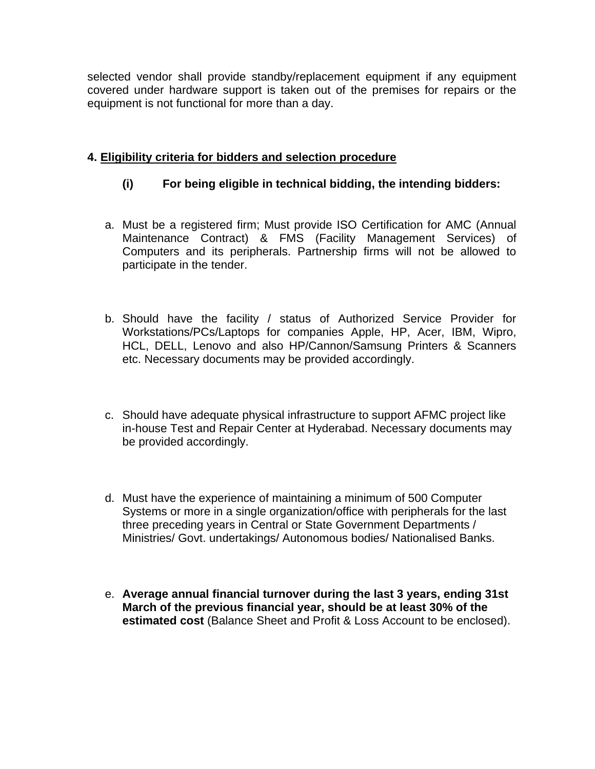selected vendor shall provide standby/replacement equipment if any equipment covered under hardware support is taken out of the premises for repairs or the equipment is not functional for more than a day.

**4. <u>Eligibility criteria for bidders and selection procedure</u>**

**(i) For being eligible in technical bidding, the intending bidders:**

a. Must be a registered firm; Must provide ISO Certification for AMC (Annual Maintenance Contract) & FMS (Facility Management Services) of Computers and its peripherals. Partnership firms will not be allowed to participate in the tender.

b. Should have the facility / status of Authorized Service Provider for Workstations/PCs/Laptops for companies Apple, HP, Acer, IBM, Wipro, HCL, DELL, Lenovo and also HP/Cannon/Samsung Printers & Scanners etc. Necessary documents may be provided accordingly.

c. Should have adequate physical infrastructure to support AFMC project like in-house Test and Repair Center at Hyderabad. Necessary documents may be provided accordingly.

d. Must have the experience of maintaining a minimum of 500 Computer Systems or more in a single organization/office with peripherals for the last three preceding years in Central or State Government Departments / Ministries/ Govt. undertakings/ Autonomous bodies/ Nationalised Banks.

e. **Average annual financial turnover during the last 3 years, ending 31st March of the previous financial year, should be at least 30% of the estimated cost** (Balance Sheet and Profit & Loss Account to be enclosed).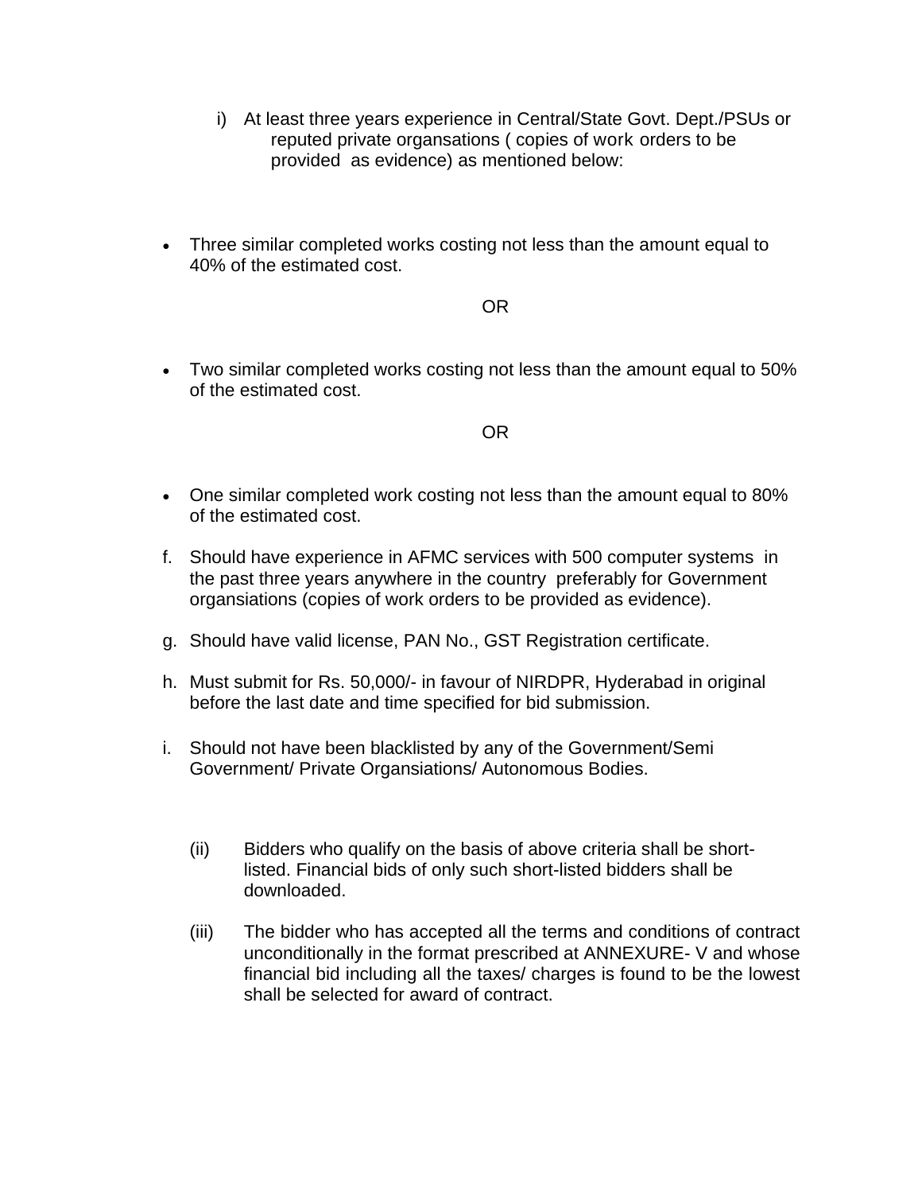i) At least three years experience in Central/State Govt. Dept./PSUs or reputed private organsations ( copies of work orders to be provided as evidence) as mentioned below:

- Three similar completed works costing not less than the amount equal to 40% of the estimated cost.

OR

- Two similar completed works costing not less than the amount equal to 50% of the estimated cost.

OR

- One similar completed work costing not less than the amount equal to 80% of the estimated cost.

f. Should have experience in AFMC services with 500 computer systems in the past three years anywhere in the country preferably for Government organsiations (copies of work orders to be provided as evidence).

g. Should have valid license, PAN No., GST Registration certificate.

h. Must submit for Rs. 50,000/- in favour of NIRDPR, Hyderabad in original before the last date and time specified for bid submission.

i. Should not have been blacklisted by any of the Government/Semi Government/ Private Organsiations/ Autonomous Bodies.

(ii) Bidders who qualify on the basis of above criteria shall be short-listed. Financial bids of only such short-listed bidders shall be downloaded.

(iii) The bidder who has accepted all the terms and conditions of contract unconditionally in the format prescribed at ANNEXURE- V and whose financial bid including all the taxes/ charges is found to be the lowest shall be selected for award of contract.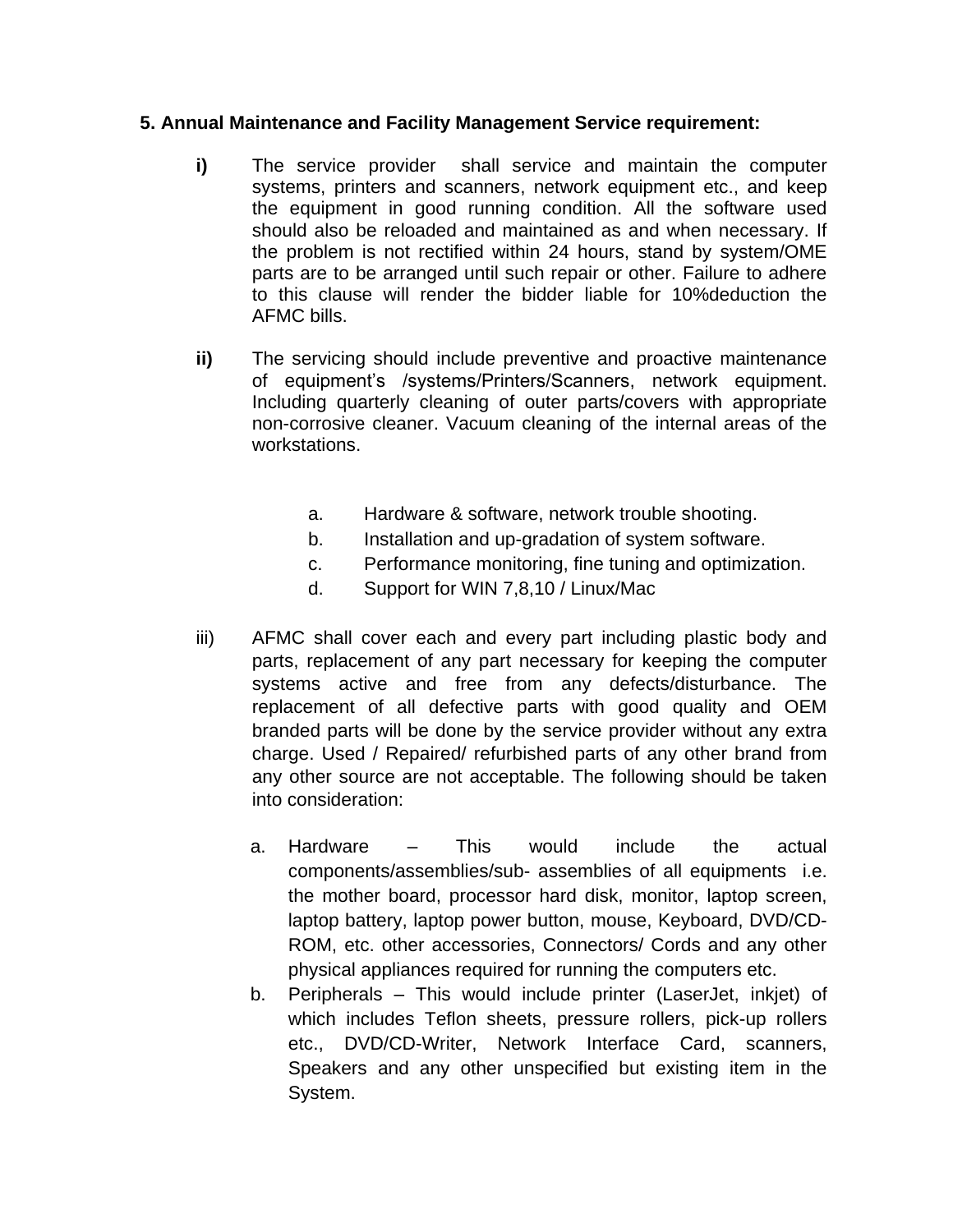**5. Annual Maintenance and Facility Management Service requirement:**

**i)** The service provider shall service and maintain the computer systems, printers and scanners, network equipment etc., and keep the equipment in good running condition. All the software used should also be reloaded and maintained as and when necessary. If the problem is not rectified within 24 hours, stand by system/OME parts are to be arranged until such repair or other. Failure to adhere to this clause will render the bidder liable for 10%deduction the AFMC bills.

**ii)** The servicing should include preventive and proactive maintenance of equipment's /systems/Printers/Scanners, network equipment. Including quarterly cleaning of outer parts/covers with appropriate non-corrosive cleaner. Vacuum cleaning of the internal areas of the workstations.

a. Hardware & software, network trouble shooting.
b. Installation and up-gradation of system software.
c. Performance monitoring, fine tuning and optimization.
d. Support for WIN 7,8,10 / Linux/Mac

iii) AFMC shall cover each and every part including plastic body and parts, replacement of any part necessary for keeping the computer systems active and free from any defects/disturbance. The replacement of all defective parts with good quality and OEM branded parts will be done by the service provider without any extra charge. Used / Repaired/ refurbished parts of any other brand from any other source are not acceptable. The following should be taken into consideration:

a. Hardware – This would include the actual components/assemblies/sub- assemblies of all equipments i.e. the mother board, processor hard disk, monitor, laptop screen, laptop battery, laptop power button, mouse, Keyboard, DVD/CD-ROM, etc. other accessories, Connectors/ Cords and any other physical appliances required for running the computers etc.
b. Peripherals – This would include printer (LaserJet, inkjet) of which includes Teflon sheets, pressure rollers, pick-up rollers etc., DVD/CD-Writer, Network Interface Card, scanners, Speakers and any other unspecified but existing item in the System.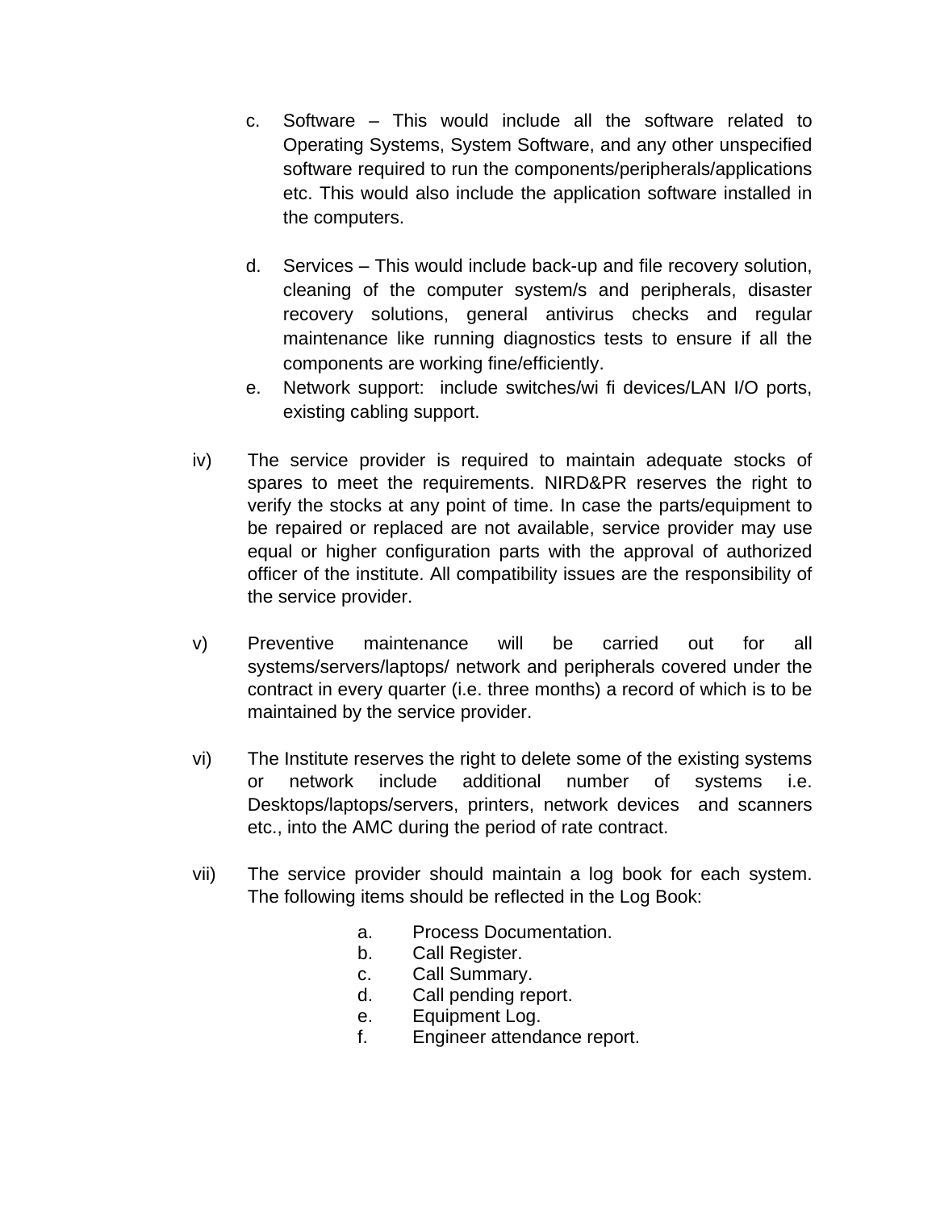c. Software – This would include all the software related to Operating Systems, System Software, and any other unspecified software required to run the components/peripherals/applications etc. This would also include the application software installed in the computers.

d. Services – This would include back-up and file recovery solution, cleaning of the computer system/s and peripherals, disaster recovery solutions, general antivirus checks and regular maintenance like running diagnostics tests to ensure if all the components are working fine/efficiently.

e. Network support: include switches/wi fi devices/LAN I/O ports, existing cabling support.

iv) The service provider is required to maintain adequate stocks of spares to meet the requirements. NIRD&PR reserves the right to verify the stocks at any point of time. In case the parts/equipment to be repaired or replaced are not available, service provider may use equal or higher configuration parts with the approval of authorized officer of the institute. All compatibility issues are the responsibility of the service provider.

v) Preventive maintenance will be carried out for all systems/servers/laptops/ network and peripherals covered under the contract in every quarter (i.e. three months) a record of which is to be maintained by the service provider.

vi) The Institute reserves the right to delete some of the existing systems or network include additional number of systems i.e. Desktops/laptops/servers, printers, network devices and scanners etc., into the AMC during the period of rate contract.

vii) The service provider should maintain a log book for each system. The following items should be reflected in the Log Book:

a. Process Documentation.
b. Call Register.
c. Call Summary.
d. Call pending report.
e. Equipment Log.
f. Engineer attendance report.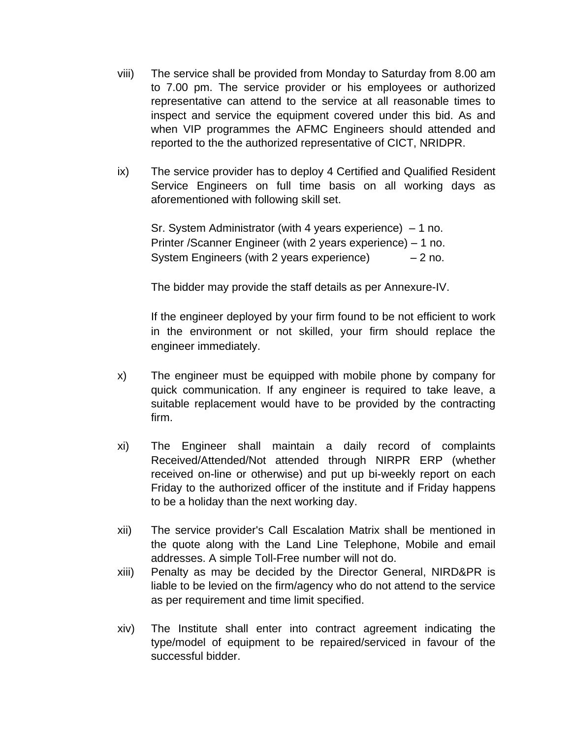viii) The service shall be provided from Monday to Saturday from 8.00 am to 7.00 pm. The service provider or his employees or authorized representative can attend to the service at all reasonable times to inspect and service the equipment covered under this bid. As and when VIP programmes the AFMC Engineers should attended and reported to the the authorized representative of CICT, NRIDPR.

ix) The service provider has to deploy 4 Certified and Qualified Resident Service Engineers on full time basis on all working days as aforementioned with following skill set.

Sr. System Administrator (with 4 years experience) – 1 no.
Printer /Scanner Engineer (with 2 years experience) – 1 no.
System Engineers (with 2 years experience) – 2 no.

The bidder may provide the staff details as per Annexure-IV.

If the engineer deployed by your firm found to be not efficient to work in the environment or not skilled, your firm should replace the engineer immediately.

x) The engineer must be equipped with mobile phone by company for quick communication. If any engineer is required to take leave, a suitable replacement would have to be provided by the contracting firm.

xi) The Engineer shall maintain a daily record of complaints Received/Attended/Not attended through NIRPR ERP (whether received on-line or otherwise) and put up bi-weekly report on each Friday to the authorized officer of the institute and if Friday happens to be a holiday than the next working day.

xii) The service provider's Call Escalation Matrix shall be mentioned in the quote along with the Land Line Telephone, Mobile and email addresses. A simple Toll-Free number will not do.

xiii) Penalty as may be decided by the Director General, NIRD&PR is liable to be levied on the firm/agency who do not attend to the service as per requirement and time limit specified.

xiv) The Institute shall enter into contract agreement indicating the type/model of equipment to be repaired/serviced in favour of the successful bidder.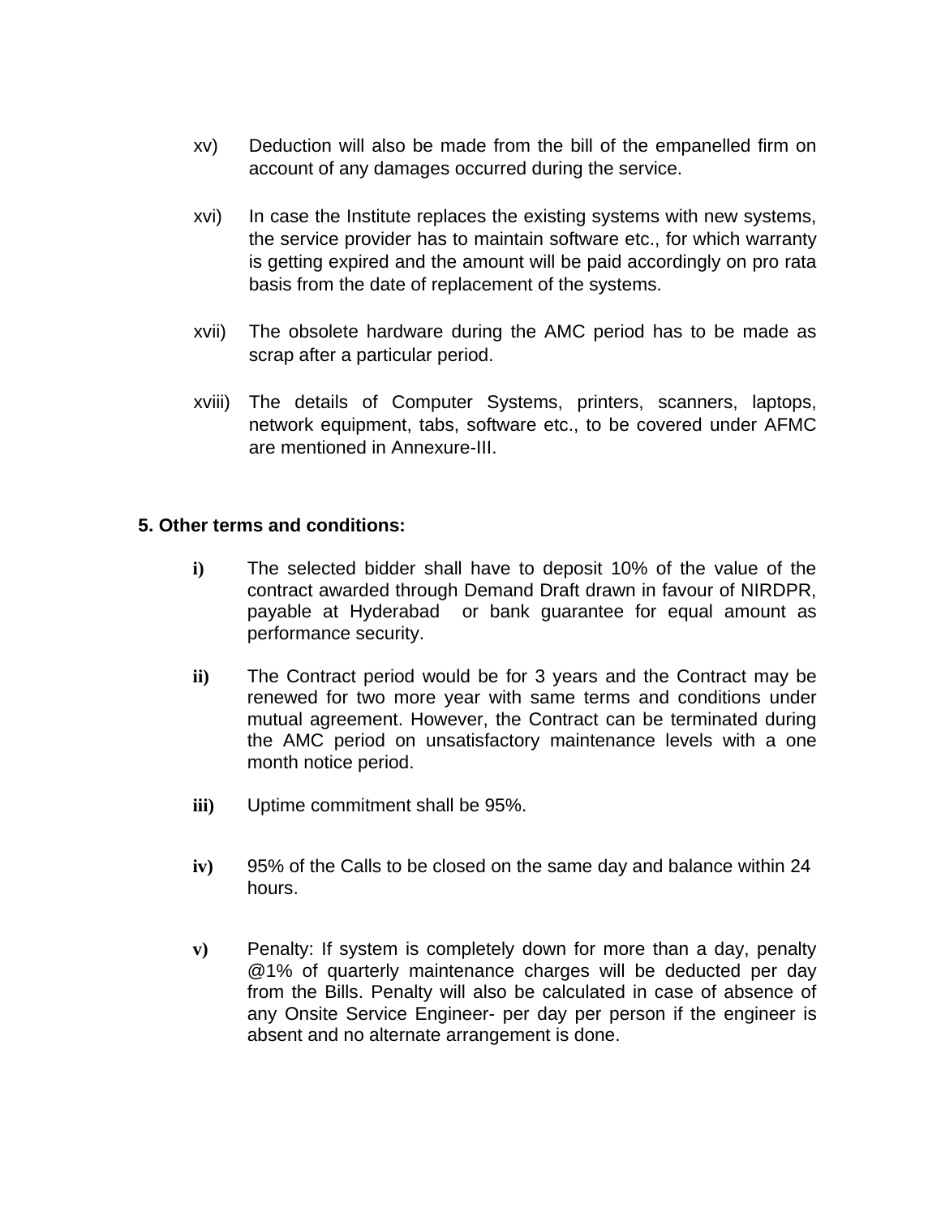xv) Deduction will also be made from the bill of the empanelled firm on account of any damages occurred during the service.

xvi) In case the Institute replaces the existing systems with new systems, the service provider has to maintain software etc., for which warranty is getting expired and the amount will be paid accordingly on pro rata basis from the date of replacement of the systems.

xvii) The obsolete hardware during the AMC period has to be made as scrap after a particular period.

xviii) The details of Computer Systems, printers, scanners, laptops, network equipment, tabs, software etc., to be covered under AFMC are mentioned in Annexure-III.

**5. Other terms and conditions:**

**i)** The selected bidder shall have to deposit 10% of the value of the contract awarded through Demand Draft drawn in favour of NIRDPR, payable at Hyderabad or bank guarantee for equal amount as performance security.

**ii)** The Contract period would be for 3 years and the Contract may be renewed for two more year with same terms and conditions under mutual agreement. However, the Contract can be terminated during the AMC period on unsatisfactory maintenance levels with a one month notice period.

**iii)** Uptime commitment shall be 95%.

**iv)** 95% of the Calls to be closed on the same day and balance within 24 hours.

**v)** Penalty: If system is completely down for more than a day, penalty @1% of quarterly maintenance charges will be deducted per day from the Bills. Penalty will also be calculated in case of absence of any Onsite Service Engineer- per day per person if the engineer is absent and no alternate arrangement is done.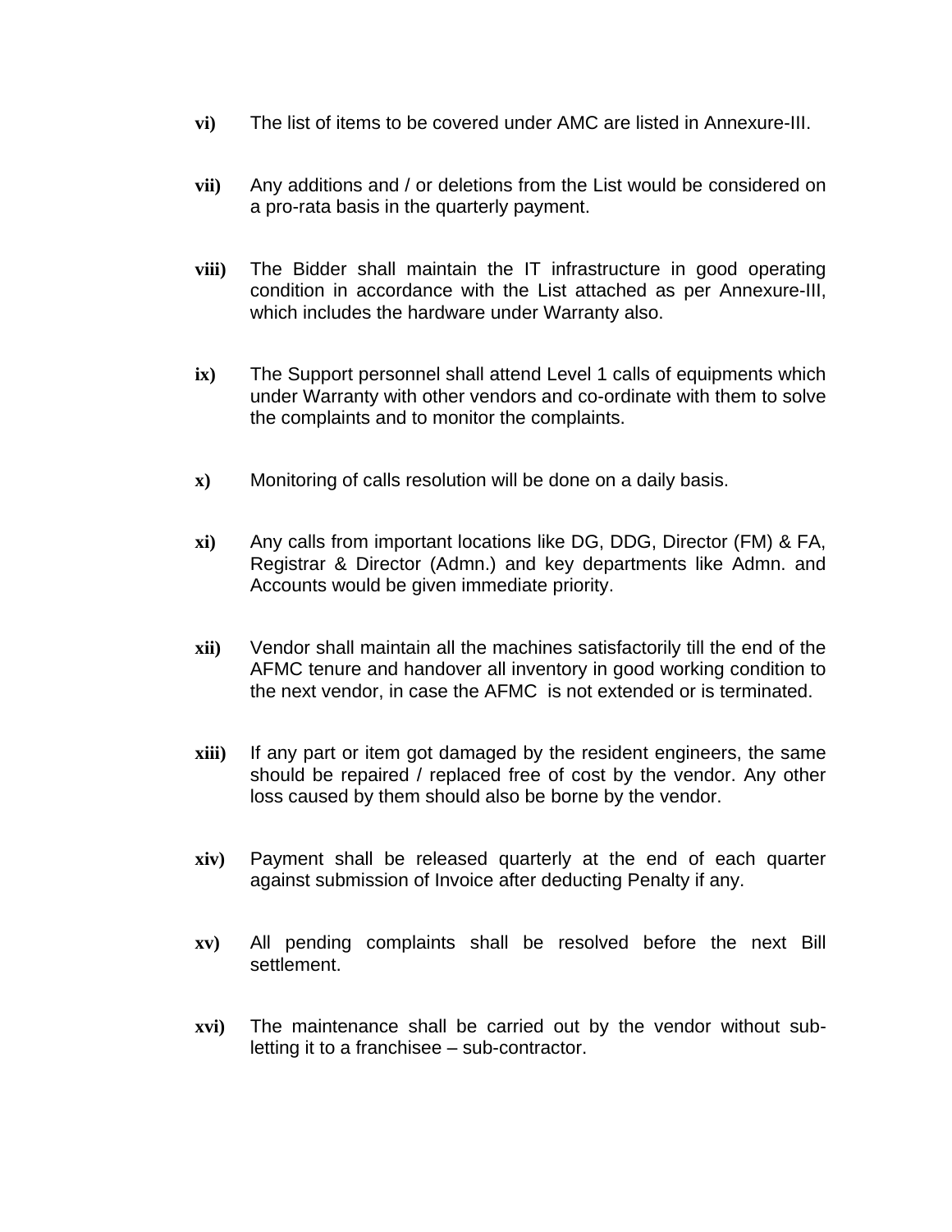vi) The list of items to be covered under AMC are listed in Annexure-III.

vii) Any additions and / or deletions from the List would be considered on a pro-rata basis in the quarterly payment.

viii) The Bidder shall maintain the IT infrastructure in good operating condition in accordance with the List attached as per Annexure-III, which includes the hardware under Warranty also.

ix) The Support personnel shall attend Level 1 calls of equipments which under Warranty with other vendors and co-ordinate with them to solve the complaints and to monitor the complaints.

x) Monitoring of calls resolution will be done on a daily basis.

xi) Any calls from important locations like DG, DDG, Director (FM) & FA, Registrar & Director (Admn.) and key departments like Admn. and Accounts would be given immediate priority.

xii) Vendor shall maintain all the machines satisfactorily till the end of the AFMC tenure and handover all inventory in good working condition to the next vendor, in case the AFMC is not extended or is terminated.

xiii) If any part or item got damaged by the resident engineers, the same should be repaired / replaced free of cost by the vendor. Any other loss caused by them should also be borne by the vendor.

xiv) Payment shall be released quarterly at the end of each quarter against submission of Invoice after deducting Penalty if any.

xv) All pending complaints shall be resolved before the next Bill settlement.

xvi) The maintenance shall be carried out by the vendor without sub-letting it to a franchisee – sub-contractor.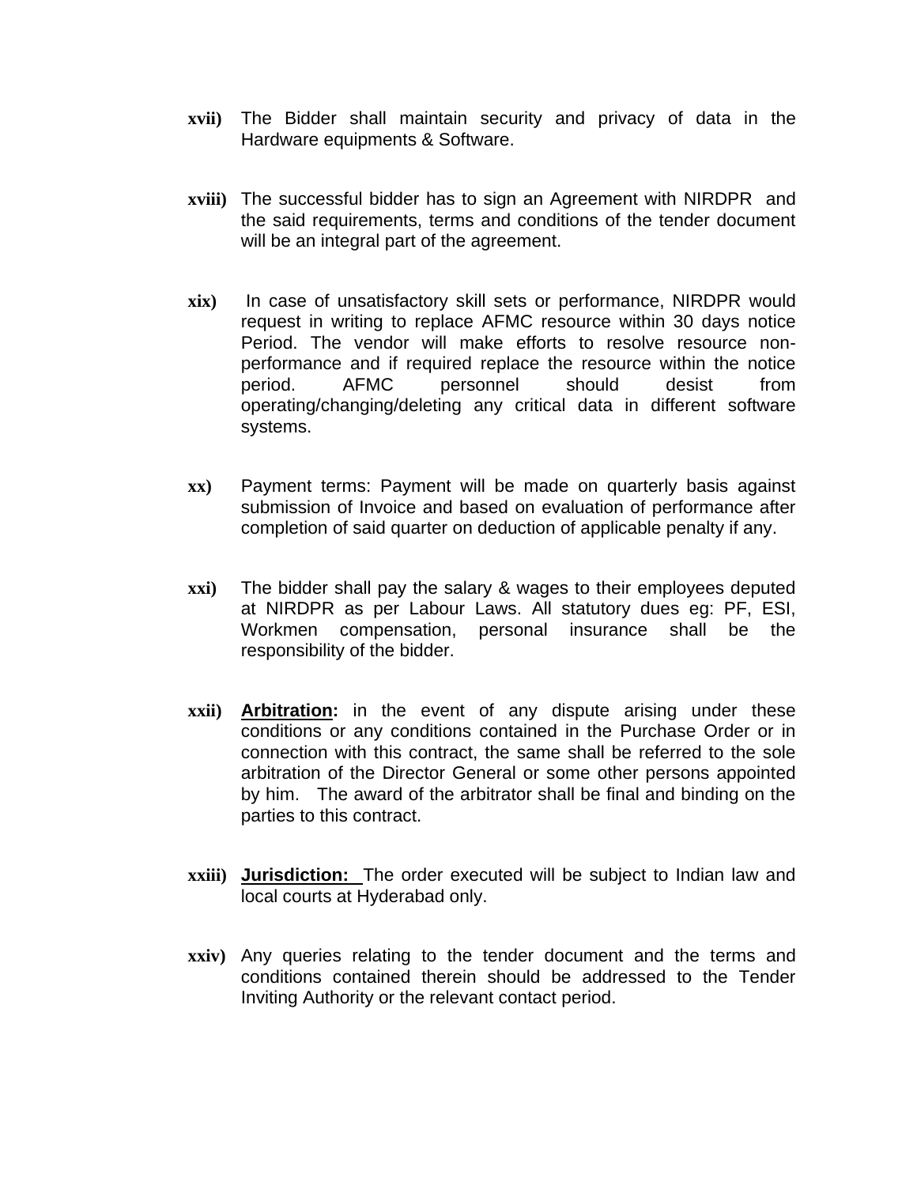**xvii)** The Bidder shall maintain security and privacy of data in the Hardware equipments & Software.

**xviii)** The successful bidder has to sign an Agreement with NIRDPR and the said requirements, terms and conditions of the tender document will be an integral part of the agreement.

**xix)** In case of unsatisfactory skill sets or performance, NIRDPR would request in writing to replace AFMC resource within 30 days notice Period. The vendor will make efforts to resolve resource non-performance and if required replace the resource within the notice period. AFMC personnel should desist from operating/changing/deleting any critical data in different software systems.

**xx)** Payment terms: Payment will be made on quarterly basis against submission of Invoice and based on evaluation of performance after completion of said quarter on deduction of applicable penalty if any.

**xxi)** The bidder shall pay the salary & wages to their employees deputed at NIRDPR as per Labour Laws. All statutory dues eg: PF, ESI, Workmen compensation, personal insurance shall be the responsibility of the bidder.

**xxii)** **Arbitration:** in the event of any dispute arising under these conditions or any conditions contained in the Purchase Order or in connection with this contract, the same shall be referred to the sole arbitration of the Director General or some other persons appointed by him. The award of the arbitrator shall be final and binding on the parties to this contract.

**xxiii)** **Jurisdiction:** The order executed will be subject to Indian law and local courts at Hyderabad only.

**xxiv)** Any queries relating to the tender document and the terms and conditions contained therein should be addressed to the Tender Inviting Authority or the relevant contact period.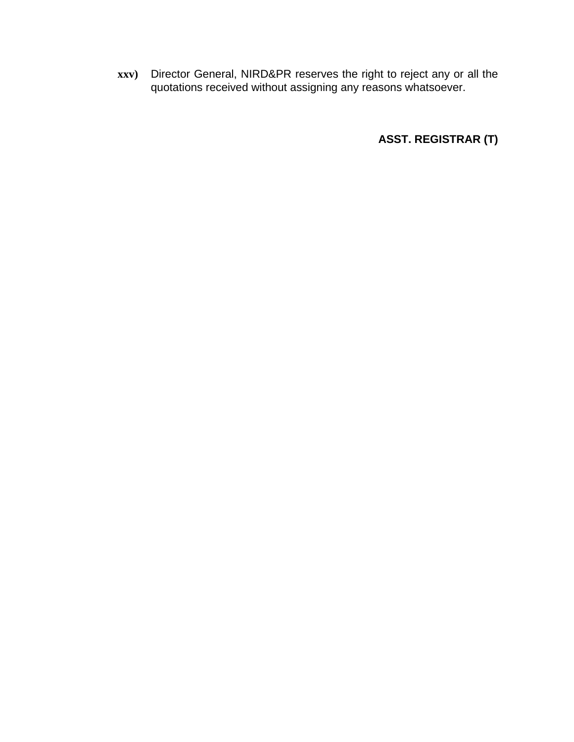**xxv)** Director General, NIRD&PR reserves the right to reject any or all the quotations received without assigning any reasons whatsoever.

**ASST. REGISTRAR (T)**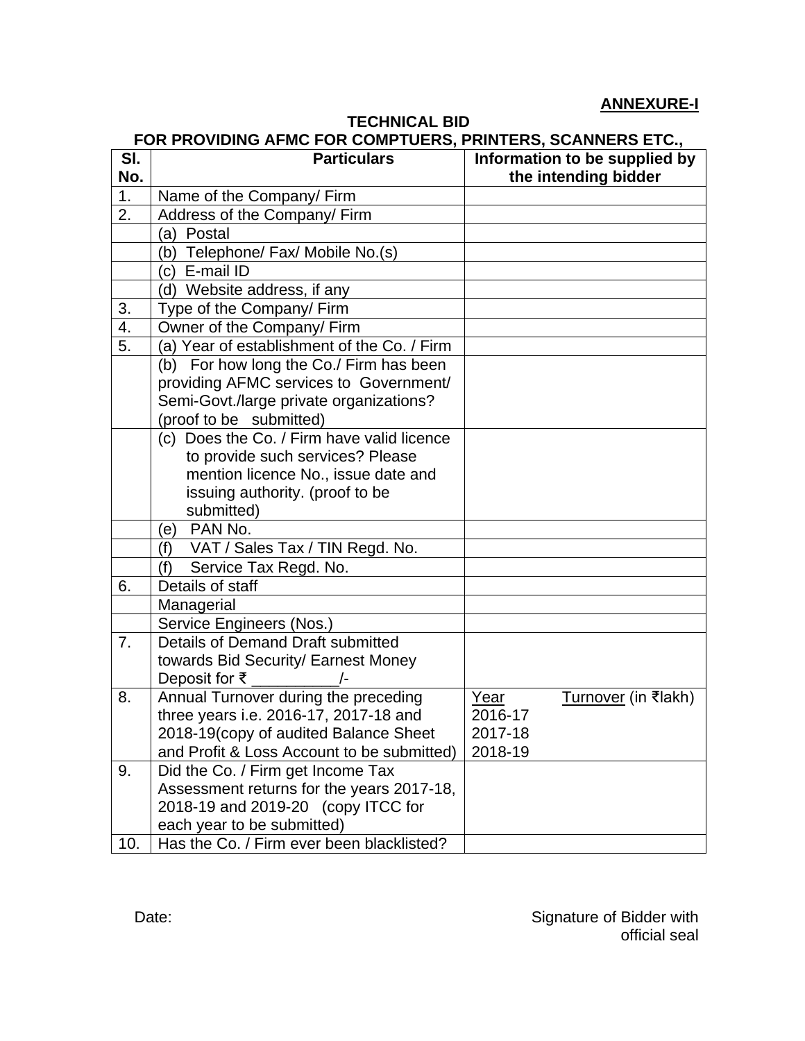**ANNEXURE-I**

**TECHNICAL BID**

**FOR PROVIDING AFMC FOR COMPTUERS, PRINTERS, SCANNERS ETC.,**

| Sl. No. | Particulars | Information to be supplied by the intending bidder |
|---|---|---|
| 1. | Name of the Company/ Firm | |
| 2. | Address of the Company/ Firm | |
| | (a) Postal | |
| | (b) Telephone/ Fax/ Mobile No.(s) | |
| | (c) E-mail ID | |
| | (d) Website address, if any | |
| 3. | Type of the Company/ Firm | |
| 4. | Owner of the Company/ Firm | |
| 5. | (a) Year of establishment of the Co. / Firm | |
| | (b) For how long the Co./ Firm has been providing AFMC services to Government/ Semi-Govt./large private organizations? (proof to be submitted) | |
| | (c) Does the Co. / Firm have valid licence to provide such services? Please mention licence No., issue date and issuing authority. (proof to be submitted) | |
| | (e) PAN No. | |
| | (f) VAT / Sales Tax / TIN Regd. No. | |
| | (f) Service Tax Regd. No. | |
| 6. | Details of staff | |
| | Managerial | |
| | Service Engineers (Nos.) | |
| 7. | Details of Demand Draft submitted towards Bid Security/ Earnest Money Deposit for ₹ __________/- | |
| 8. | Annual Turnover during the preceding three years i.e. 2016-17, 2017-18 and 2018-19(copy of audited Balance Sheet and Profit & Loss Account to be submitted) | Year — Turnover (in ₹lakh)<br>2016-17<br>2017-18<br>2018-19 |
| 9. | Did the Co. / Firm get Income Tax Assessment returns for the years 2017-18, 2018-19 and 2019-20 (copy ITCC for each year to be submitted) | |
| 10. | Has the Co. / Firm ever been blacklisted? | |

Date:

Signature of Bidder with official seal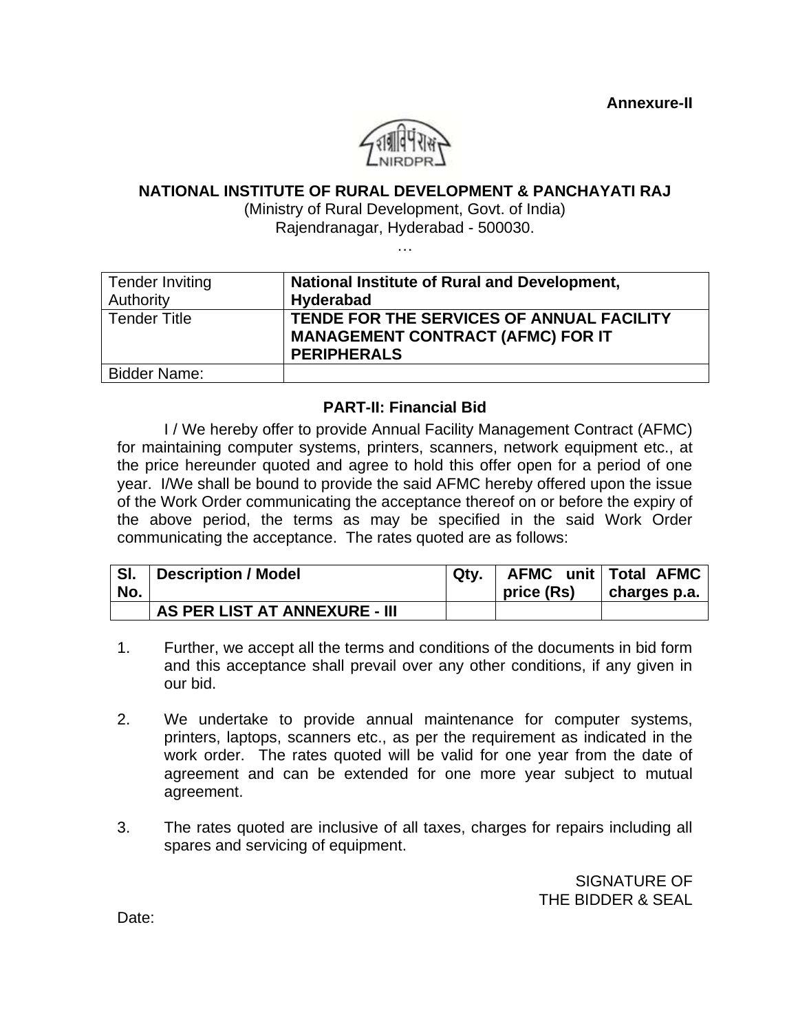**Annexure-II**

**NATIONAL INSTITUTE OF RURAL DEVELOPMENT & PANCHAYATI RAJ**

(Ministry of Rural Development, Govt. of India)
Rajendranagar, Hyderabad - 500030.

…

| Tender Inviting Authority | **National Institute of Rural and Development, Hyderabad** |
|---|---|
| Tender Title | **TENDE FOR THE SERVICES OF ANNUAL FACILITY MANAGEMENT CONTRACT (AFMC) FOR IT PERIPHERALS** |
| Bidder Name: | |

## PART-II: Financial Bid

I / We hereby offer to provide Annual Facility Management Contract (AFMC) for maintaining computer systems, printers, scanners, network equipment etc., at the price hereunder quoted and agree to hold this offer open for a period of one year. I/We shall be bound to provide the said AFMC hereby offered upon the issue of the Work Order communicating the acceptance thereof on or before the expiry of the above period, the terms as may be specified in the said Work Order communicating the acceptance. The rates quoted are as follows:

| Sl. No. | Description / Model | Qty. | AFMC unit price (Rs) | Total AFMC charges p.a. |
|---|---|---|---|---|
| | **AS PER LIST AT ANNEXURE - III** | | | |

1. Further, we accept all the terms and conditions of the documents in bid form and this acceptance shall prevail over any other conditions, if any given in our bid.

2. We undertake to provide annual maintenance for computer systems, printers, laptops, scanners etc., as per the requirement as indicated in the work order. The rates quoted will be valid for one year from the date of agreement and can be extended for one more year subject to mutual agreement.

3. The rates quoted are inclusive of all taxes, charges for repairs including all spares and servicing of equipment.

SIGNATURE OF
THE BIDDER & SEAL

Date: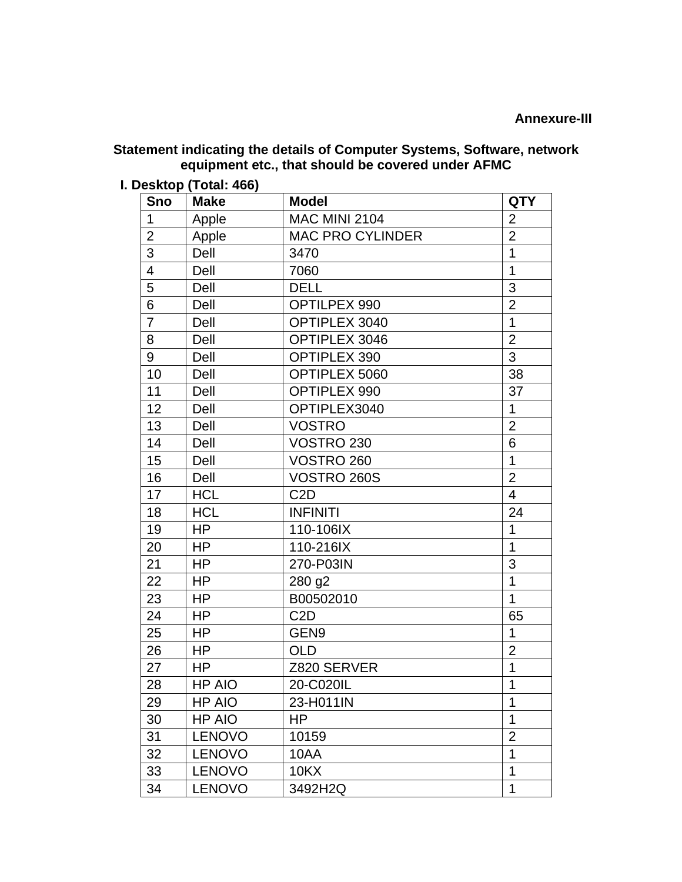**Annexure-III**

**Statement indicating the details of Computer Systems, Software, network equipment etc., that should be covered under AFMC**

**I. Desktop (Total: 466)**

| Sno | Make | Model | QTY |
|---|---|---|---|
| 1 | Apple | MAC MINI 2104 | 2 |
| 2 | Apple | MAC PRO CYLINDER | 2 |
| 3 | Dell | 3470 | 1 |
| 4 | Dell | 7060 | 1 |
| 5 | Dell | DELL | 3 |
| 6 | Dell | OPTILPEX 990 | 2 |
| 7 | Dell | OPTIPLEX 3040 | 1 |
| 8 | Dell | OPTIPLEX 3046 | 2 |
| 9 | Dell | OPTIPLEX 390 | 3 |
| 10 | Dell | OPTIPLEX 5060 | 38 |
| 11 | Dell | OPTIPLEX 990 | 37 |
| 12 | Dell | OPTIPLEX3040 | 1 |
| 13 | Dell | VOSTRO | 2 |
| 14 | Dell | VOSTRO 230 | 6 |
| 15 | Dell | VOSTRO 260 | 1 |
| 16 | Dell | VOSTRO 260S | 2 |
| 17 | HCL | C2D | 4 |
| 18 | HCL | INFINITI | 24 |
| 19 | HP | 110-106IX | 1 |
| 20 | HP | 110-216IX | 1 |
| 21 | HP | 270-P03IN | 3 |
| 22 | HP | 280 g2 | 1 |
| 23 | HP | B00502010 | 1 |
| 24 | HP | C2D | 65 |
| 25 | HP | GEN9 | 1 |
| 26 | HP | OLD | 2 |
| 27 | HP | Z820 SERVER | 1 |
| 28 | HP AIO | 20-C020IL | 1 |
| 29 | HP AIO | 23-H011IN | 1 |
| 30 | HP AIO | HP | 1 |
| 31 | LENOVO | 10159 | 2 |
| 32 | LENOVO | 10AA | 1 |
| 33 | LENOVO | 10KX | 1 |
| 34 | LENOVO | 3492H2Q | 1 |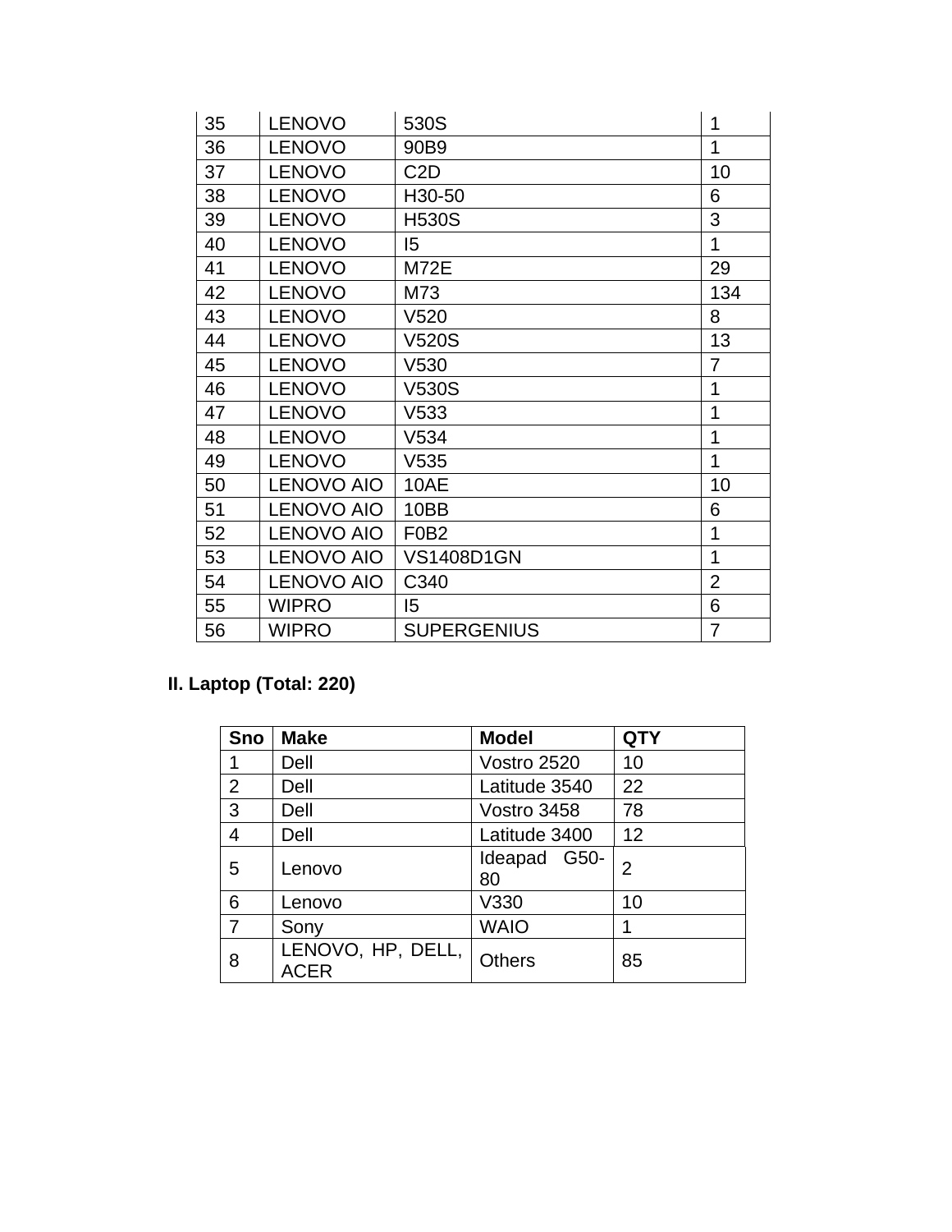| | | | |
|---|---|---|---|
| 35 | LENOVO | 530S | 1 |
| 36 | LENOVO | 90B9 | 1 |
| 37 | LENOVO | C2D | 10 |
| 38 | LENOVO | H30-50 | 6 |
| 39 | LENOVO | H530S | 3 |
| 40 | LENOVO | I5 | 1 |
| 41 | LENOVO | M72E | 29 |
| 42 | LENOVO | M73 | 134 |
| 43 | LENOVO | V520 | 8 |
| 44 | LENOVO | V520S | 13 |
| 45 | LENOVO | V530 | 7 |
| 46 | LENOVO | V530S | 1 |
| 47 | LENOVO | V533 | 1 |
| 48 | LENOVO | V534 | 1 |
| 49 | LENOVO | V535 | 1 |
| 50 | LENOVO AIO | 10AE | 10 |
| 51 | LENOVO AIO | 10BB | 6 |
| 52 | LENOVO AIO | F0B2 | 1 |
| 53 | LENOVO AIO | VS1408D1GN | 1 |
| 54 | LENOVO AIO | C340 | 2 |
| 55 | WIPRO | I5 | 6 |
| 56 | WIPRO | SUPERGENIUS | 7 |

**II. Laptop (Total: 220)**

| Sno | Make | Model | QTY |
|---|---|---|---|
| 1 | Dell | Vostro 2520 | 10 |
| 2 | Dell | Latitude 3540 | 22 |
| 3 | Dell | Vostro 3458 | 78 |
| 4 | Dell | Latitude 3400 | 12 |
| 5 | Lenovo | Ideapad G50-80 | 2 |
| 6 | Lenovo | V330 | 10 |
| 7 | Sony | WAIO | 1 |
| 8 | LENOVO, HP, DELL, ACER | Others | 85 |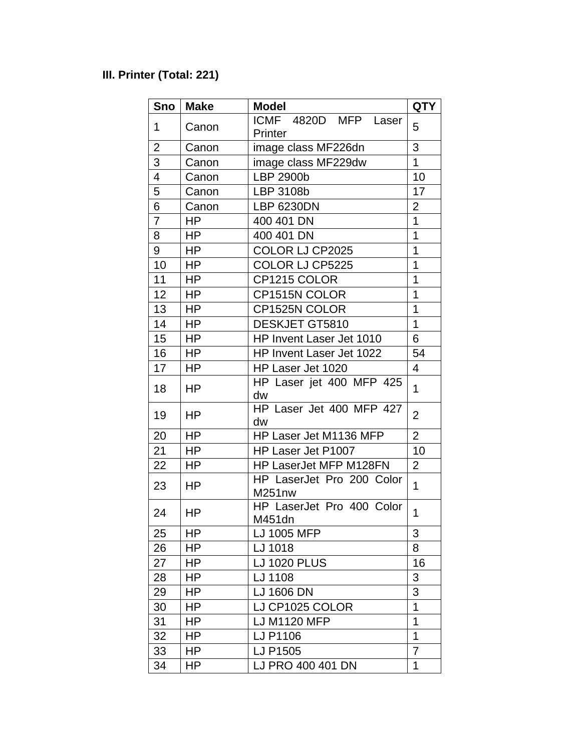**III. Printer (Total: 221)**

| Sno | Make | Model | QTY |
|---|---|---|---|
| 1 | Canon | ICMF 4820D MFP Laser Printer | 5 |
| 2 | Canon | image class MF226dn | 3 |
| 3 | Canon | image class MF229dw | 1 |
| 4 | Canon | LBP 2900b | 10 |
| 5 | Canon | LBP 3108b | 17 |
| 6 | Canon | LBP 6230DN | 2 |
| 7 | HP | 400 401 DN | 1 |
| 8 | HP | 400 401 DN | 1 |
| 9 | HP | COLOR LJ CP2025 | 1 |
| 10 | HP | COLOR LJ CP5225 | 1 |
| 11 | HP | CP1215 COLOR | 1 |
| 12 | HP | CP1515N COLOR | 1 |
| 13 | HP | CP1525N COLOR | 1 |
| 14 | HP | DESKJET GT5810 | 1 |
| 15 | HP | HP Invent Laser Jet 1010 | 6 |
| 16 | HP | HP Invent Laser Jet 1022 | 54 |
| 17 | HP | HP Laser Jet 1020 | 4 |
| 18 | HP | HP Laser jet 400 MFP 425 dw | 1 |
| 19 | HP | HP Laser Jet 400 MFP 427 dw | 2 |
| 20 | HP | HP Laser Jet M1136 MFP | 2 |
| 21 | HP | HP Laser Jet P1007 | 10 |
| 22 | HP | HP LaserJet MFP M128FN | 2 |
| 23 | HP | HP LaserJet Pro 200 Color M251nw | 1 |
| 24 | HP | HP LaserJet Pro 400 Color M451dn | 1 |
| 25 | HP | LJ 1005 MFP | 3 |
| 26 | HP | LJ 1018 | 8 |
| 27 | HP | LJ 1020 PLUS | 16 |
| 28 | HP | LJ 1108 | 3 |
| 29 | HP | LJ 1606 DN | 3 |
| 30 | HP | LJ CP1025 COLOR | 1 |
| 31 | HP | LJ M1120 MFP | 1 |
| 32 | HP | LJ P1106 | 1 |
| 33 | HP | LJ P1505 | 7 |
| 34 | HP | LJ PRO 400 401 DN | 1 |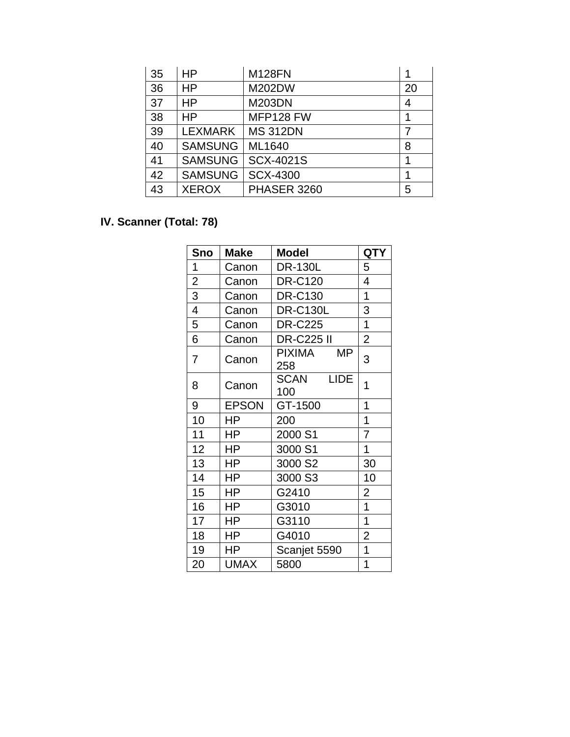| 35 | HP | M128FN | 1 |
|---|---|---|---|
| 36 | HP | M202DW | 20 |
| 37 | HP | M203DN | 4 |
| 38 | HP | MFP128 FW | 1 |
| 39 | LEXMARK | MS 312DN | 7 |
| 40 | SAMSUNG | ML1640 | 8 |
| 41 | SAMSUNG | SCX-4021S | 1 |
| 42 | SAMSUNG | SCX-4300 | 1 |
| 43 | XEROX | PHASER 3260 | 5 |

### IV. Scanner (Total: 78)

| Sno | Make | Model | QTY |
|---|---|---|---|
| 1 | Canon | DR-130L | 5 |
| 2 | Canon | DR-C120 | 4 |
| 3 | Canon | DR-C130 | 1 |
| 4 | Canon | DR-C130L | 3 |
| 5 | Canon | DR-C225 | 1 |
| 6 | Canon | DR-C225 II | 2 |
| 7 | Canon | PIXIMA MP 258 | 3 |
| 8 | Canon | SCAN LIDE 100 | 1 |
| 9 | EPSON | GT-1500 | 1 |
| 10 | HP | 200 | 1 |
| 11 | HP | 2000 S1 | 7 |
| 12 | HP | 3000 S1 | 1 |
| 13 | HP | 3000 S2 | 30 |
| 14 | HP | 3000 S3 | 10 |
| 15 | HP | G2410 | 2 |
| 16 | HP | G3010 | 1 |
| 17 | HP | G3110 | 1 |
| 18 | HP | G4010 | 2 |
| 19 | HP | Scanjet 5590 | 1 |
| 20 | UMAX | 5800 | 1 |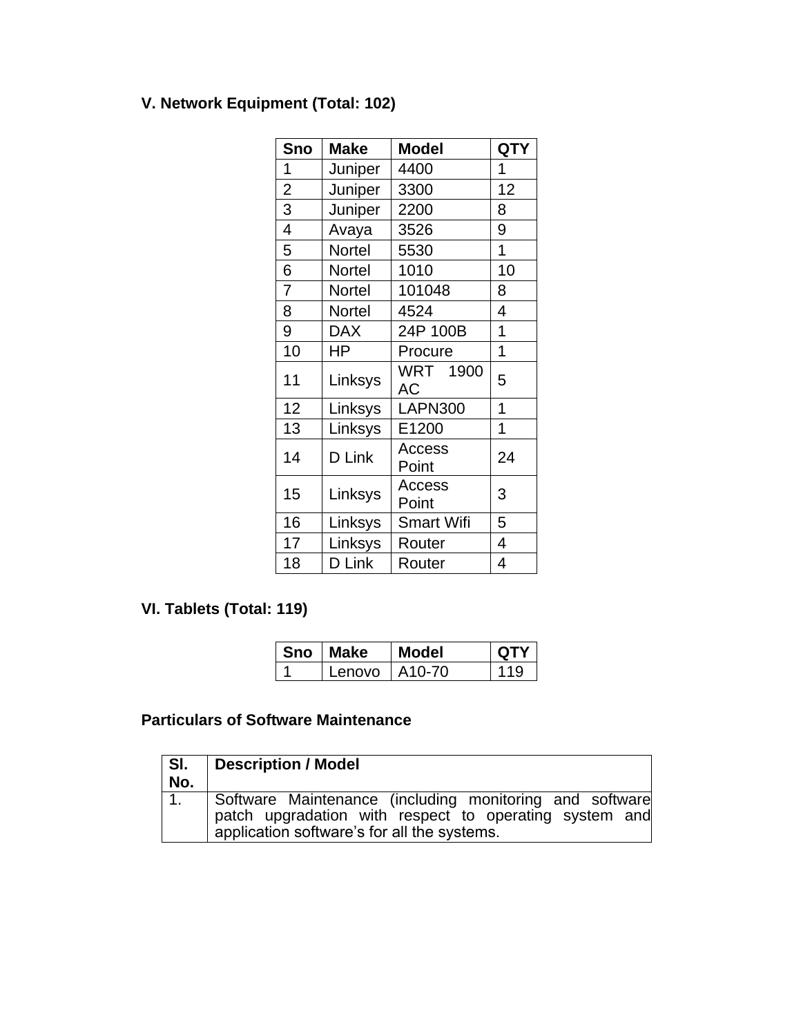**V. Network Equipment (Total: 102)**

| Sno | Make | Model | QTY |
|---|---|---|---|
| 1 | Juniper | 4400 | 1 |
| 2 | Juniper | 3300 | 12 |
| 3 | Juniper | 2200 | 8 |
| 4 | Avaya | 3526 | 9 |
| 5 | Nortel | 5530 | 1 |
| 6 | Nortel | 1010 | 10 |
| 7 | Nortel | 101048 | 8 |
| 8 | Nortel | 4524 | 4 |
| 9 | DAX | 24P 100B | 1 |
| 10 | HP | Procure | 1 |
| 11 | Linksys | WRT 1900 AC | 5 |
| 12 | Linksys | LAPN300 | 1 |
| 13 | Linksys | E1200 | 1 |
| 14 | D Link | Access Point | 24 |
| 15 | Linksys | Access Point | 3 |
| 16 | Linksys | Smart Wifi | 5 |
| 17 | Linksys | Router | 4 |
| 18 | D Link | Router | 4 |

**VI. Tablets (Total: 119)**

| Sno | Make | Model | QTY |
|---|---|---|---|
| 1 | Lenovo | A10-70 | 119 |

**Particulars of Software Maintenance**

| Sl. No. | Description / Model |
|---|---|
| 1. | Software Maintenance (including monitoring and software patch upgradation with respect to operating system and application software's for all the systems. |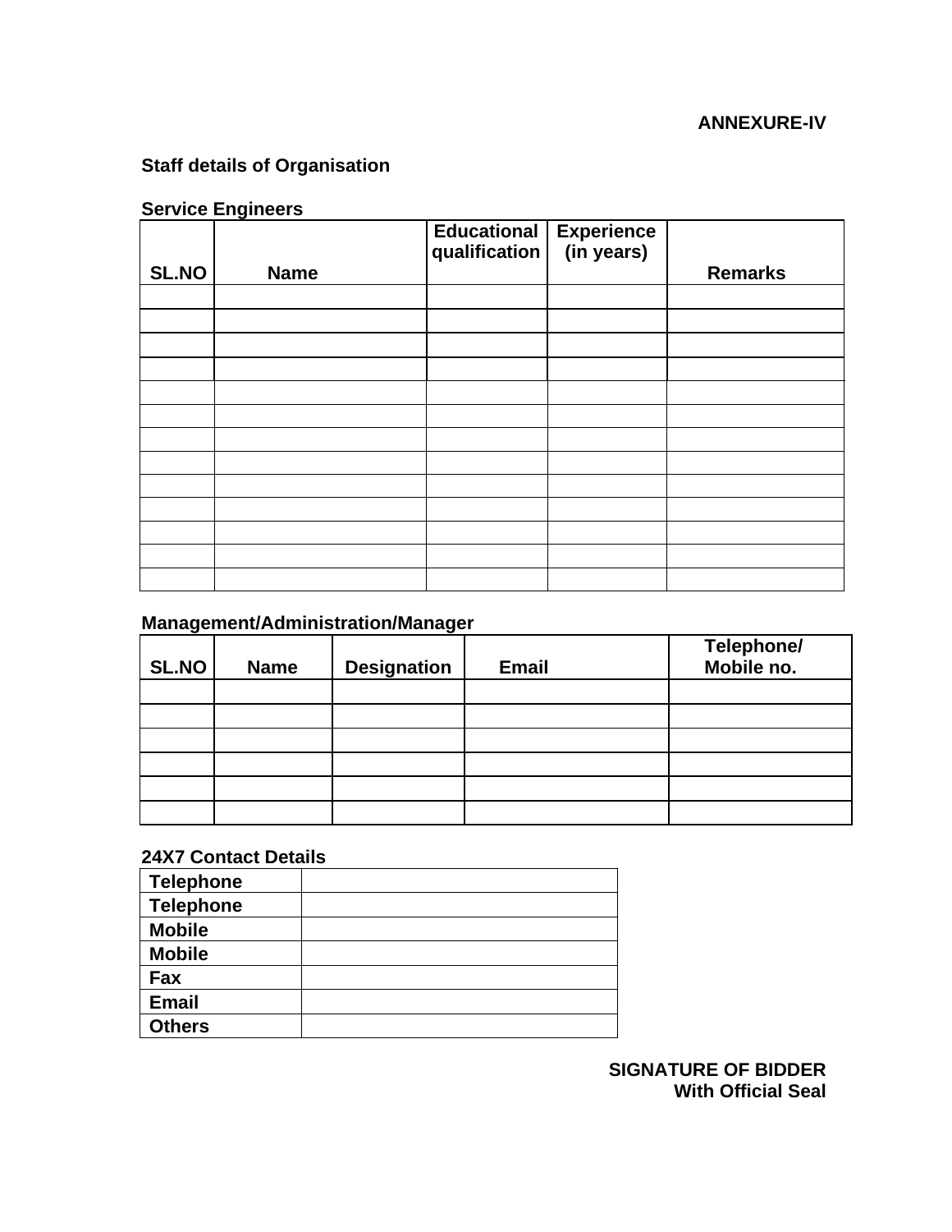**ANNEXURE-IV**

**Staff details of Organisation**

**Service Engineers**

| SL.NO | Name | Educational qualification | Experience (in years) | Remarks |
|---|---|---|---|---|
| | | | | |
| | | | | |
| | | | | |
| | | | | |
| | | | | |
| | | | | |
| | | | | |
| | | | | |
| | | | | |
| | | | | |
| | | | | |
| | | | | |
| | | | | |

**Management/Administration/Manager**

| SL.NO | Name | Designation | Email | Telephone/ Mobile no. |
|---|---|---|---|---|
| | | | | |
| | | | | |
| | | | | |
| | | | | |
| | | | | |
| | | | | |

**24X7 Contact Details**

| | |
|---|---|
| **Telephone** | |
| **Telephone** | |
| **Mobile** | |
| **Mobile** | |
| **Fax** | |
| **Email** | |
| **Others** | |

**SIGNATURE OF BIDDER**
**With Official Seal**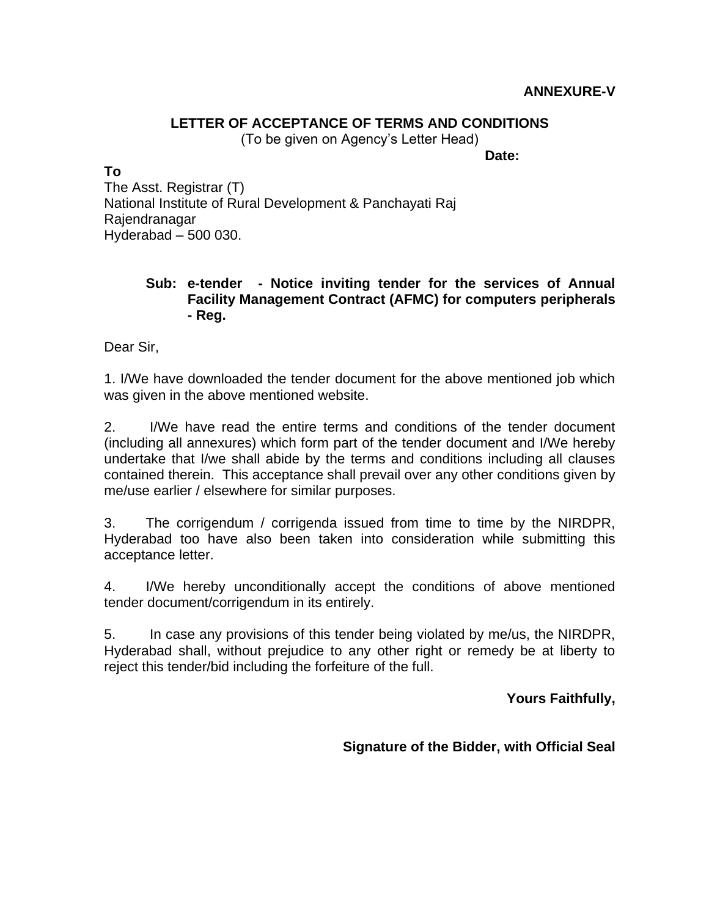**ANNEXURE-V**

## LETTER OF ACCEPTANCE OF TERMS AND CONDITIONS

(To be given on Agency's Letter Head)

**Date:**

**To**
The Asst. Registrar (T)
National Institute of Rural Development & Panchayati Raj
Rajendranagar
Hyderabad – 500 030.

**Sub: e-tender - Notice inviting tender for the services of Annual Facility Management Contract (AFMC) for computers peripherals - Reg.**

Dear Sir,

1. I/We have downloaded the tender document for the above mentioned job which was given in the above mentioned website.

2. I/We have read the entire terms and conditions of the tender document (including all annexures) which form part of the tender document and I/We hereby undertake that I/we shall abide by the terms and conditions including all clauses contained therein. This acceptance shall prevail over any other conditions given by me/use earlier / elsewhere for similar purposes.

3. The corrigendum / corrigenda issued from time to time by the NIRDPR, Hyderabad too have also been taken into consideration while submitting this acceptance letter.

4. I/We hereby unconditionally accept the conditions of above mentioned tender document/corrigendum in its entirely.

5. In case any provisions of this tender being violated by me/us, the NIRDPR, Hyderabad shall, without prejudice to any other right or remedy be at liberty to reject this tender/bid including the forfeiture of the full.

**Yours Faithfully,**

**Signature of the Bidder, with Official Seal**